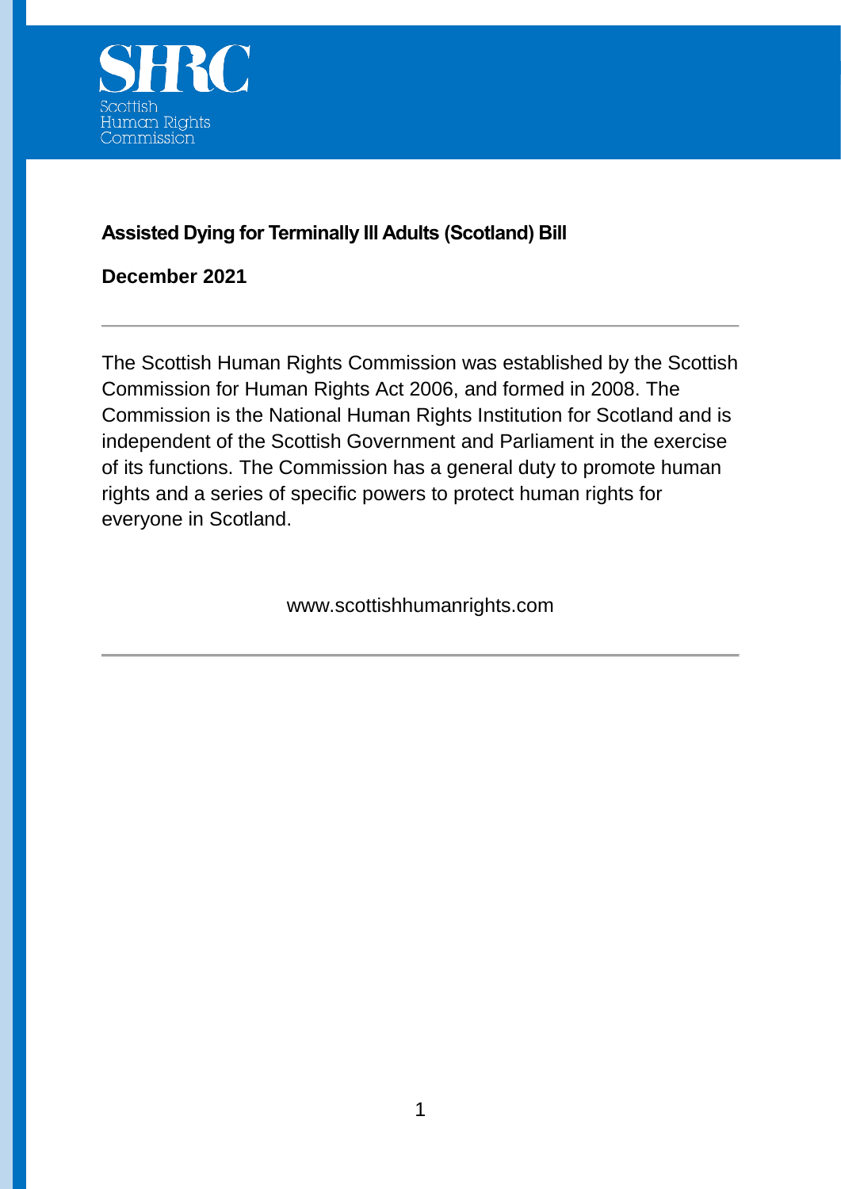Scottish Human Rights Commission

# Assisted Dying for Terminally Ill Adults (Scotland) Bill

**December 2021**

---

The Scottish Human Rights Commission was established by the Scottish Commission for Human Rights Act 2006, and formed in 2008. The Commission is the National Human Rights Institution for Scotland and is independent of the Scottish Government and Parliament in the exercise of its functions. The Commission has a general duty to promote human rights and a series of specific powers to protect human rights for everyone in Scotland.

www.scottishhumanrights.com

---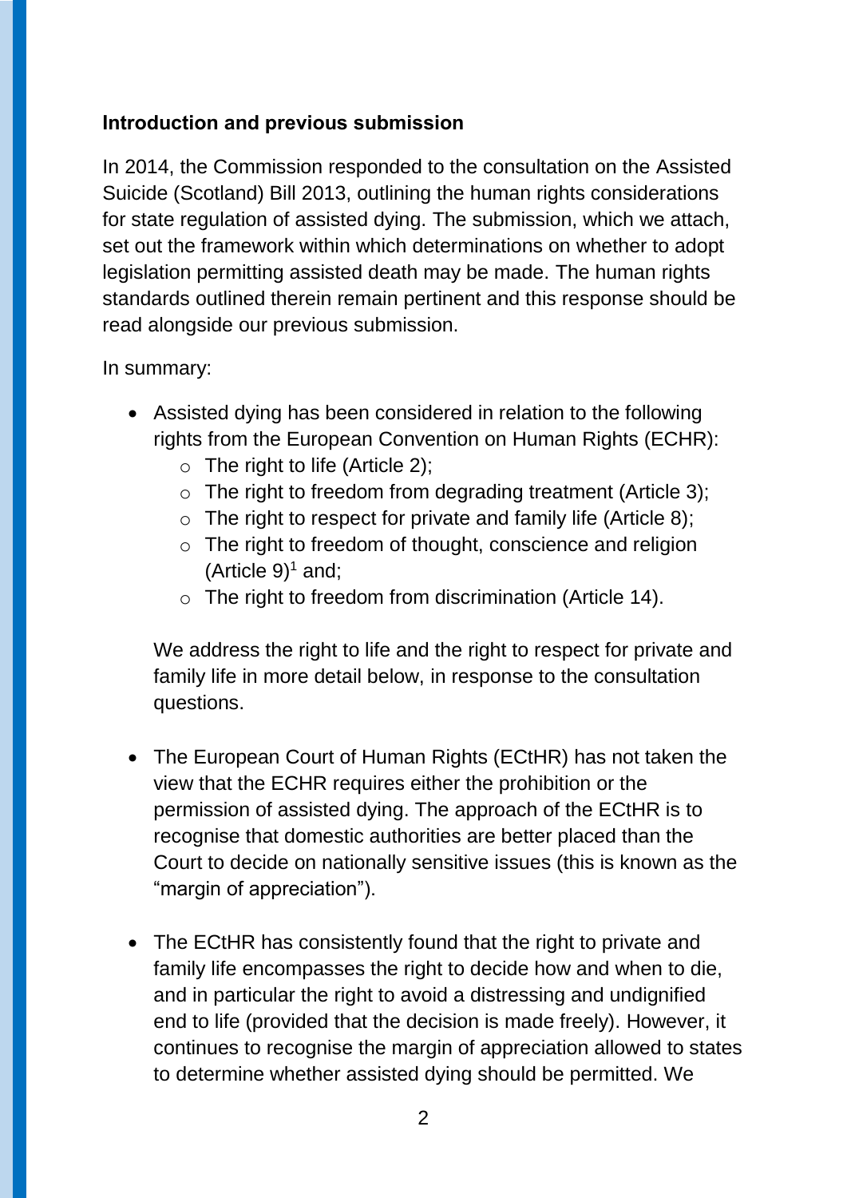**Introduction and previous submission**

In 2014, the Commission responded to the consultation on the Assisted Suicide (Scotland) Bill 2013, outlining the human rights considerations for state regulation of assisted dying. The submission, which we attach, set out the framework within which determinations on whether to adopt legislation permitting assisted death may be made. The human rights standards outlined therein remain pertinent and this response should be read alongside our previous submission.

In summary:

- Assisted dying has been considered in relation to the following rights from the European Convention on Human Rights (ECHR):
  - The right to life (Article 2);
  - The right to freedom from degrading treatment (Article 3);
  - The right to respect for private and family life (Article 8);
  - The right to freedom of thought, conscience and religion (Article 9)[1] and;
  - The right to freedom from discrimination (Article 14).

  We address the right to life and the right to respect for private and family life in more detail below, in response to the consultation questions.

- The European Court of Human Rights (ECtHR) has not taken the view that the ECHR requires either the prohibition or the permission of assisted dying. The approach of the ECtHR is to recognise that domestic authorities are better placed than the Court to decide on nationally sensitive issues (this is known as the "margin of appreciation").

- The ECtHR has consistently found that the right to private and family life encompasses the right to decide how and when to die, and in particular the right to avoid a distressing and undignified end to life (provided that the decision is made freely). However, it continues to recognise the margin of appreciation allowed to states to determine whether assisted dying should be permitted. We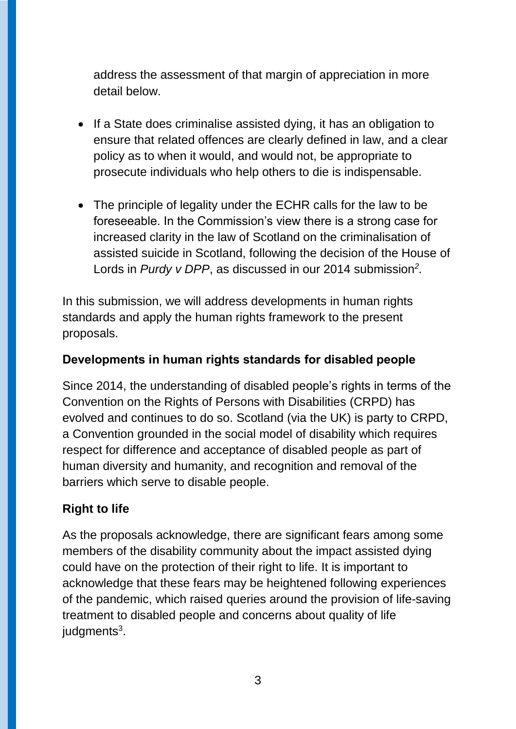address the assessment of that margin of appreciation in more detail below.

- If a State does criminalise assisted dying, it has an obligation to ensure that related offences are clearly defined in law, and a clear policy as to when it would, and would not, be appropriate to prosecute individuals who help others to die is indispensable.

- The principle of legality under the ECHR calls for the law to be foreseeable. In the Commission's view there is a strong case for increased clarity in the law of Scotland on the criminalisation of assisted suicide in Scotland, following the decision of the House of Lords in *Purdy v DPP*, as discussed in our 2014 submission[2].

In this submission, we will address developments in human rights standards and apply the human rights framework to the present proposals.

**Developments in human rights standards for disabled people**

Since 2014, the understanding of disabled people's rights in terms of the Convention on the Rights of Persons with Disabilities (CRPD) has evolved and continues to do so. Scotland (via the UK) is party to CRPD, a Convention grounded in the social model of disability which requires respect for difference and acceptance of disabled people as part of human diversity and humanity, and recognition and removal of the barriers which serve to disable people.

**Right to life**

As the proposals acknowledge, there are significant fears among some members of the disability community about the impact assisted dying could have on the protection of their right to life. It is important to acknowledge that these fears may be heightened following experiences of the pandemic, which raised queries around the provision of life-saving treatment to disabled people and concerns about quality of life judgments[3].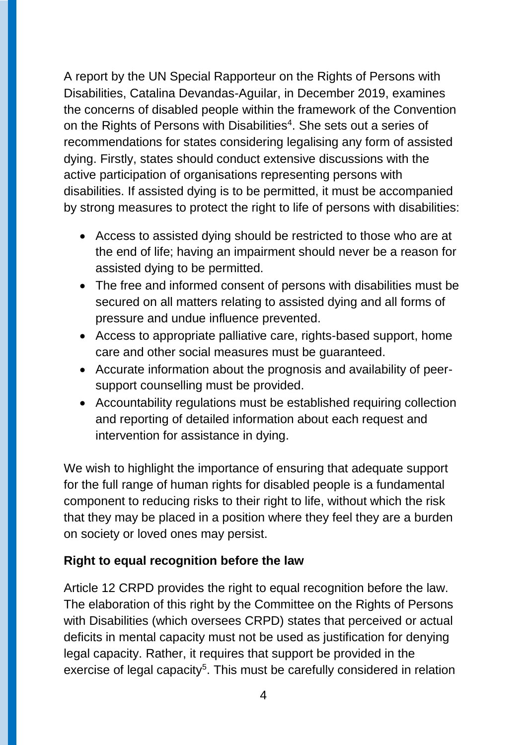A report by the UN Special Rapporteur on the Rights of Persons with Disabilities, Catalina Devandas-Aguilar, in December 2019, examines the concerns of disabled people within the framework of the Convention on the Rights of Persons with Disabilities[4]. She sets out a series of recommendations for states considering legalising any form of assisted dying. Firstly, states should conduct extensive discussions with the active participation of organisations representing persons with disabilities. If assisted dying is to be permitted, it must be accompanied by strong measures to protect the right to life of persons with disabilities:

- Access to assisted dying should be restricted to those who are at the end of life; having an impairment should never be a reason for assisted dying to be permitted.
- The free and informed consent of persons with disabilities must be secured on all matters relating to assisted dying and all forms of pressure and undue influence prevented.
- Access to appropriate palliative care, rights-based support, home care and other social measures must be guaranteed.
- Accurate information about the prognosis and availability of peer-support counselling must be provided.
- Accountability regulations must be established requiring collection and reporting of detailed information about each request and intervention for assistance in dying.

We wish to highlight the importance of ensuring that adequate support for the full range of human rights for disabled people is a fundamental component to reducing risks to their right to life, without which the risk that they may be placed in a position where they feel they are a burden on society or loved ones may persist.

**Right to equal recognition before the law**

Article 12 CRPD provides the right to equal recognition before the law. The elaboration of this right by the Committee on the Rights of Persons with Disabilities (which oversees CRPD) states that perceived or actual deficits in mental capacity must not be used as justification for denying legal capacity. Rather, it requires that support be provided in the exercise of legal capacity[5]. This must be carefully considered in relation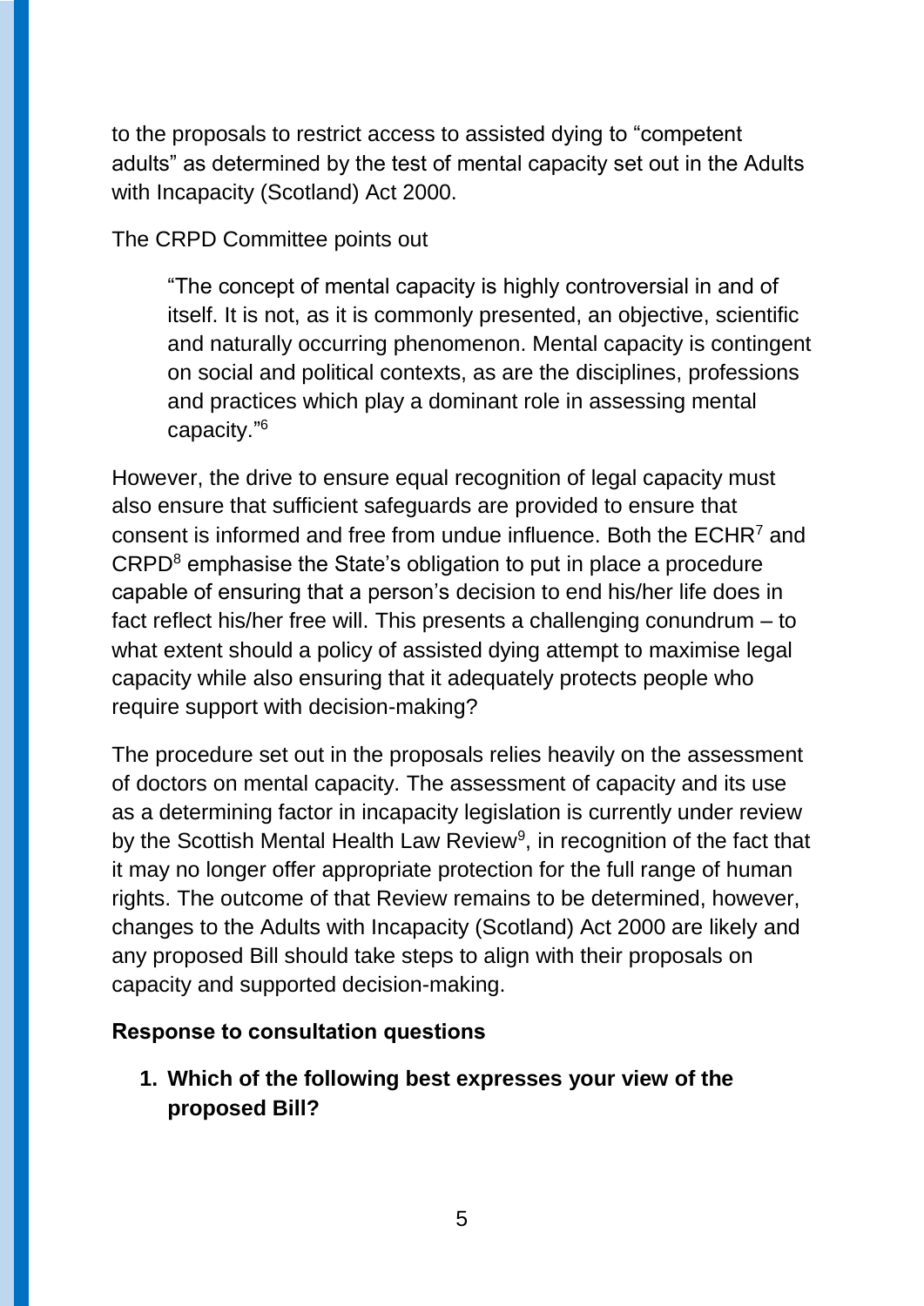to the proposals to restrict access to assisted dying to "competent adults" as determined by the test of mental capacity set out in the Adults with Incapacity (Scotland) Act 2000.

The CRPD Committee points out

> "The concept of mental capacity is highly controversial in and of itself. It is not, as it is commonly presented, an objective, scientific and naturally occurring phenomenon. Mental capacity is contingent on social and political contexts, as are the disciplines, professions and practices which play a dominant role in assessing mental capacity."[6]

However, the drive to ensure equal recognition of legal capacity must also ensure that sufficient safeguards are provided to ensure that consent is informed and free from undue influence. Both the ECHR[7] and CRPD[8] emphasise the State's obligation to put in place a procedure capable of ensuring that a person's decision to end his/her life does in fact reflect his/her free will. This presents a challenging conundrum – to what extent should a policy of assisted dying attempt to maximise legal capacity while also ensuring that it adequately protects people who require support with decision-making?

The procedure set out in the proposals relies heavily on the assessment of doctors on mental capacity. The assessment of capacity and its use as a determining factor in incapacity legislation is currently under review by the Scottish Mental Health Law Review[9], in recognition of the fact that it may no longer offer appropriate protection for the full range of human rights. The outcome of that Review remains to be determined, however, changes to the Adults with Incapacity (Scotland) Act 2000 are likely and any proposed Bill should take steps to align with their proposals on capacity and supported decision-making.

**Response to consultation questions**

1. **Which of the following best expresses your view of the proposed Bill?**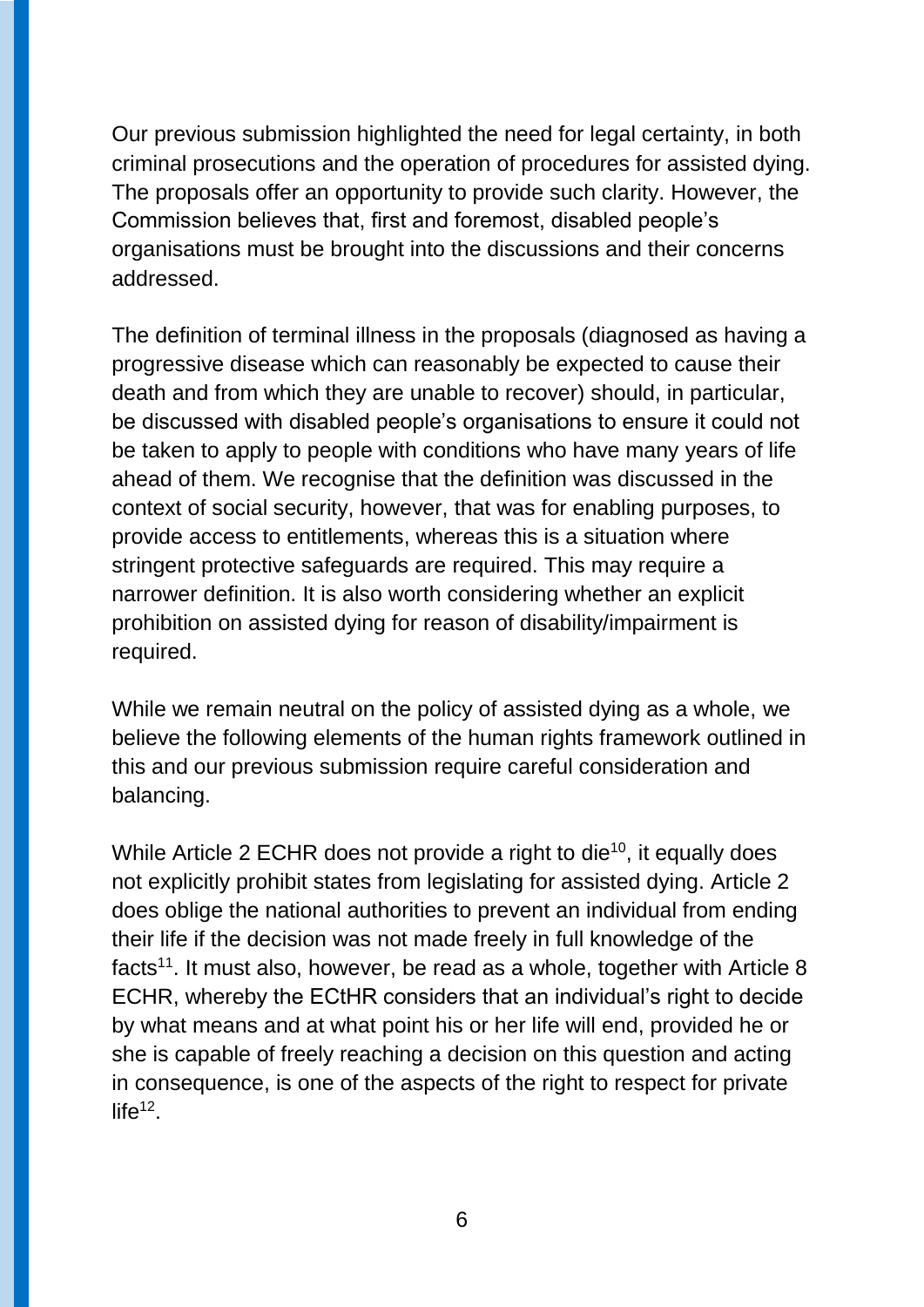Our previous submission highlighted the need for legal certainty, in both criminal prosecutions and the operation of procedures for assisted dying. The proposals offer an opportunity to provide such clarity. However, the Commission believes that, first and foremost, disabled people's organisations must be brought into the discussions and their concerns addressed.

The definition of terminal illness in the proposals (diagnosed as having a progressive disease which can reasonably be expected to cause their death and from which they are unable to recover) should, in particular, be discussed with disabled people's organisations to ensure it could not be taken to apply to people with conditions who have many years of life ahead of them. We recognise that the definition was discussed in the context of social security, however, that was for enabling purposes, to provide access to entitlements, whereas this is a situation where stringent protective safeguards are required. This may require a narrower definition. It is also worth considering whether an explicit prohibition on assisted dying for reason of disability/impairment is required.

While we remain neutral on the policy of assisted dying as a whole, we believe the following elements of the human rights framework outlined in this and our previous submission require careful consideration and balancing.

While Article 2 ECHR does not provide a right to die[10], it equally does not explicitly prohibit states from legislating for assisted dying. Article 2 does oblige the national authorities to prevent an individual from ending their life if the decision was not made freely in full knowledge of the facts[11]. It must also, however, be read as a whole, together with Article 8 ECHR, whereby the ECtHR considers that an individual's right to decide by what means and at what point his or her life will end, provided he or she is capable of freely reaching a decision on this question and acting in consequence, is one of the aspects of the right to respect for private life[12].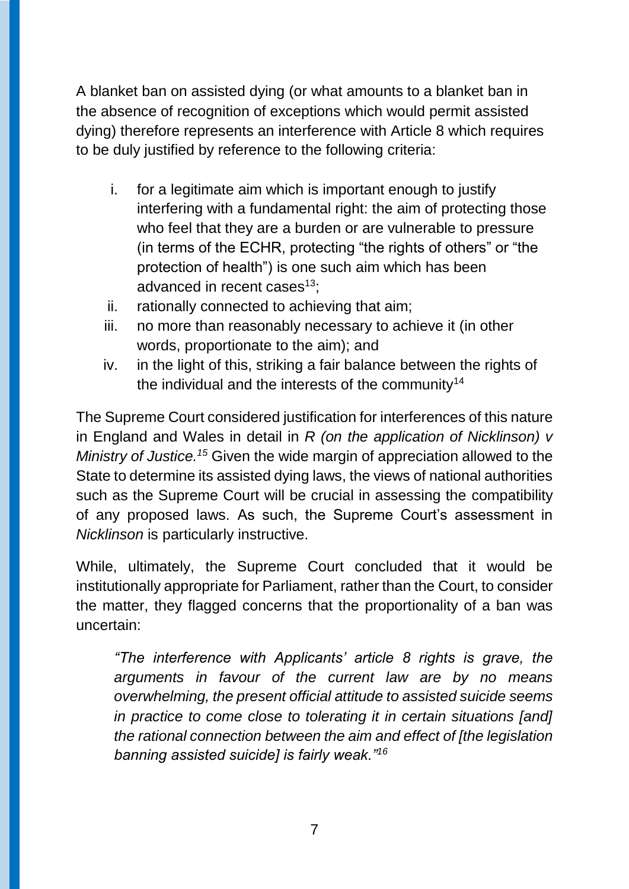A blanket ban on assisted dying (or what amounts to a blanket ban in the absence of recognition of exceptions which would permit assisted dying) therefore represents an interference with Article 8 which requires to be duly justified by reference to the following criteria:

i. for a legitimate aim which is important enough to justify interfering with a fundamental right: the aim of protecting those who feel that they are a burden or are vulnerable to pressure (in terms of the ECHR, protecting "the rights of others" or "the protection of health") is one such aim which has been advanced in recent cases[13];
ii. rationally connected to achieving that aim;
iii. no more than reasonably necessary to achieve it (in other words, proportionate to the aim); and
iv. in the light of this, striking a fair balance between the rights of the individual and the interests of the community[14]

The Supreme Court considered justification for interferences of this nature in England and Wales in detail in *R (on the application of Nicklinson) v Ministry of Justice.*[15] Given the wide margin of appreciation allowed to the State to determine its assisted dying laws, the views of national authorities such as the Supreme Court will be crucial in assessing the compatibility of any proposed laws. As such, the Supreme Court's assessment in *Nicklinson* is particularly instructive.

While, ultimately, the Supreme Court concluded that it would be institutionally appropriate for Parliament, rather than the Court, to consider the matter, they flagged concerns that the proportionality of a ban was uncertain:

> *"The interference with Applicants' article 8 rights is grave, the arguments in favour of the current law are by no means overwhelming, the present official attitude to assisted suicide seems in practice to come close to tolerating it in certain situations [and] the rational connection between the aim and effect of [the legislation banning assisted suicide] is fairly weak."*[16]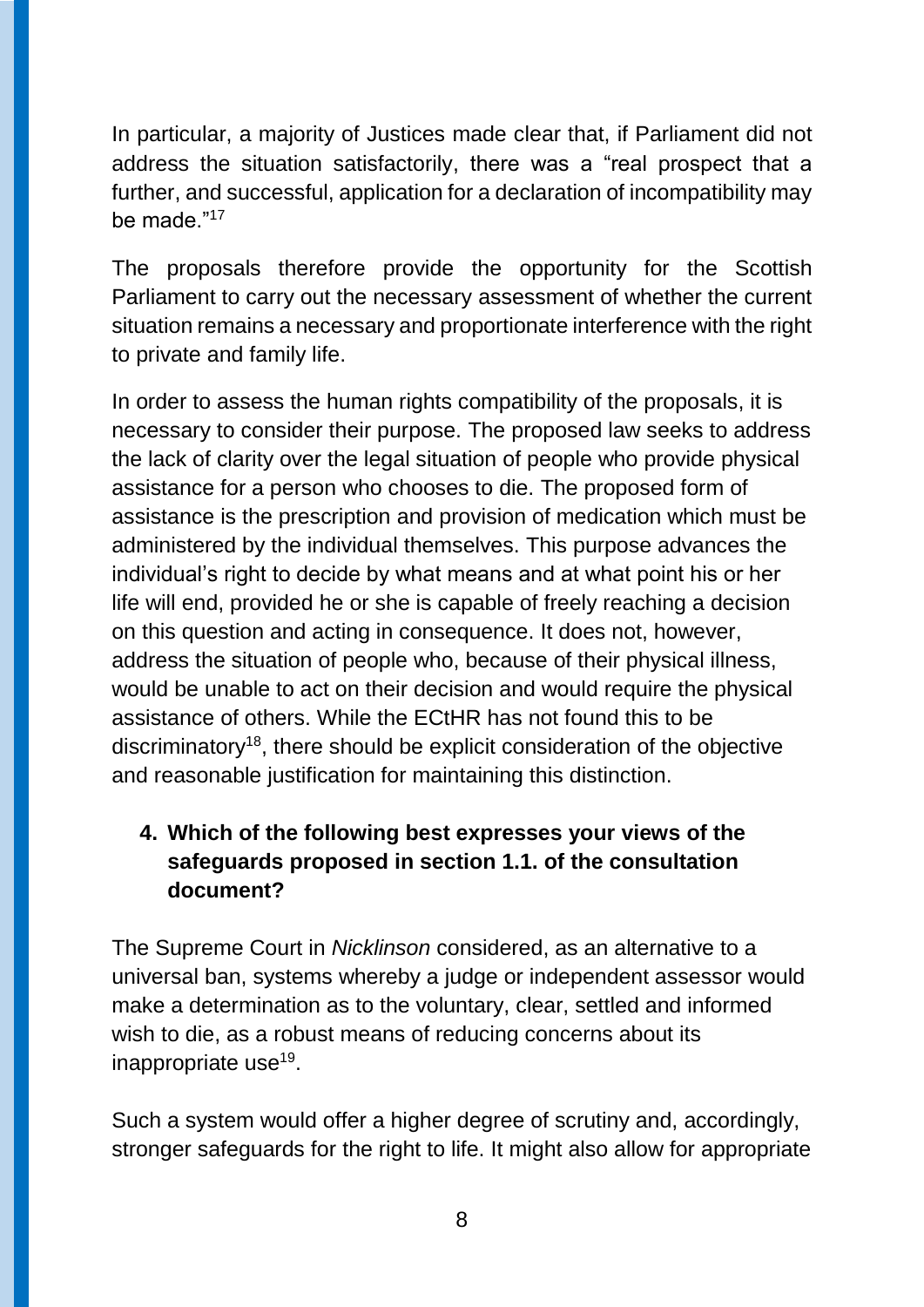In particular, a majority of Justices made clear that, if Parliament did not address the situation satisfactorily, there was a "real prospect that a further, and successful, application for a declaration of incompatibility may be made."[17]

The proposals therefore provide the opportunity for the Scottish Parliament to carry out the necessary assessment of whether the current situation remains a necessary and proportionate interference with the right to private and family life.

In order to assess the human rights compatibility of the proposals, it is necessary to consider their purpose. The proposed law seeks to address the lack of clarity over the legal situation of people who provide physical assistance for a person who chooses to die. The proposed form of assistance is the prescription and provision of medication which must be administered by the individual themselves. This purpose advances the individual's right to decide by what means and at what point his or her life will end, provided he or she is capable of freely reaching a decision on this question and acting in consequence. It does not, however, address the situation of people who, because of their physical illness, would be unable to act on their decision and would require the physical assistance of others. While the ECtHR has not found this to be discriminatory[18], there should be explicit consideration of the objective and reasonable justification for maintaining this distinction.

**4. Which of the following best expresses your views of the safeguards proposed in section 1.1. of the consultation document?**

The Supreme Court in *Nicklinson* considered, as an alternative to a universal ban, systems whereby a judge or independent assessor would make a determination as to the voluntary, clear, settled and informed wish to die, as a robust means of reducing concerns about its inappropriate use[19].

Such a system would offer a higher degree of scrutiny and, accordingly, stronger safeguards for the right to life. It might also allow for appropriate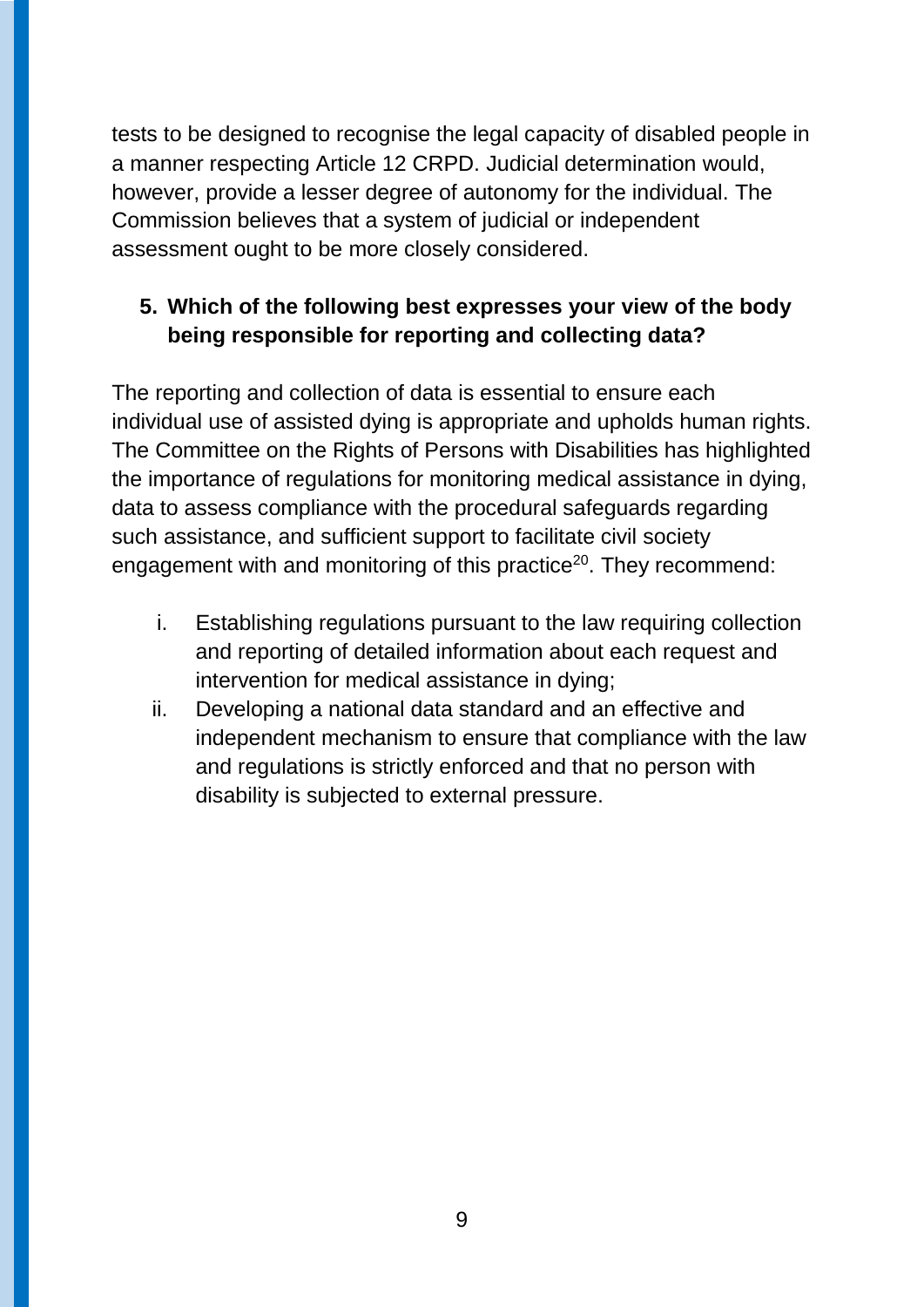tests to be designed to recognise the legal capacity of disabled people in a manner respecting Article 12 CRPD. Judicial determination would, however, provide a lesser degree of autonomy for the individual. The Commission believes that a system of judicial or independent assessment ought to be more closely considered.

5. **Which of the following best expresses your view of the body being responsible for reporting and collecting data?**

The reporting and collection of data is essential to ensure each individual use of assisted dying is appropriate and upholds human rights. The Committee on the Rights of Persons with Disabilities has highlighted the importance of regulations for monitoring medical assistance in dying, data to assess compliance with the procedural safeguards regarding such assistance, and sufficient support to facilitate civil society engagement with and monitoring of this practice[20]. They recommend:

i. Establishing regulations pursuant to the law requiring collection and reporting of detailed information about each request and intervention for medical assistance in dying;
ii. Developing a national data standard and an effective and independent mechanism to ensure that compliance with the law and regulations is strictly enforced and that no person with disability is subjected to external pressure.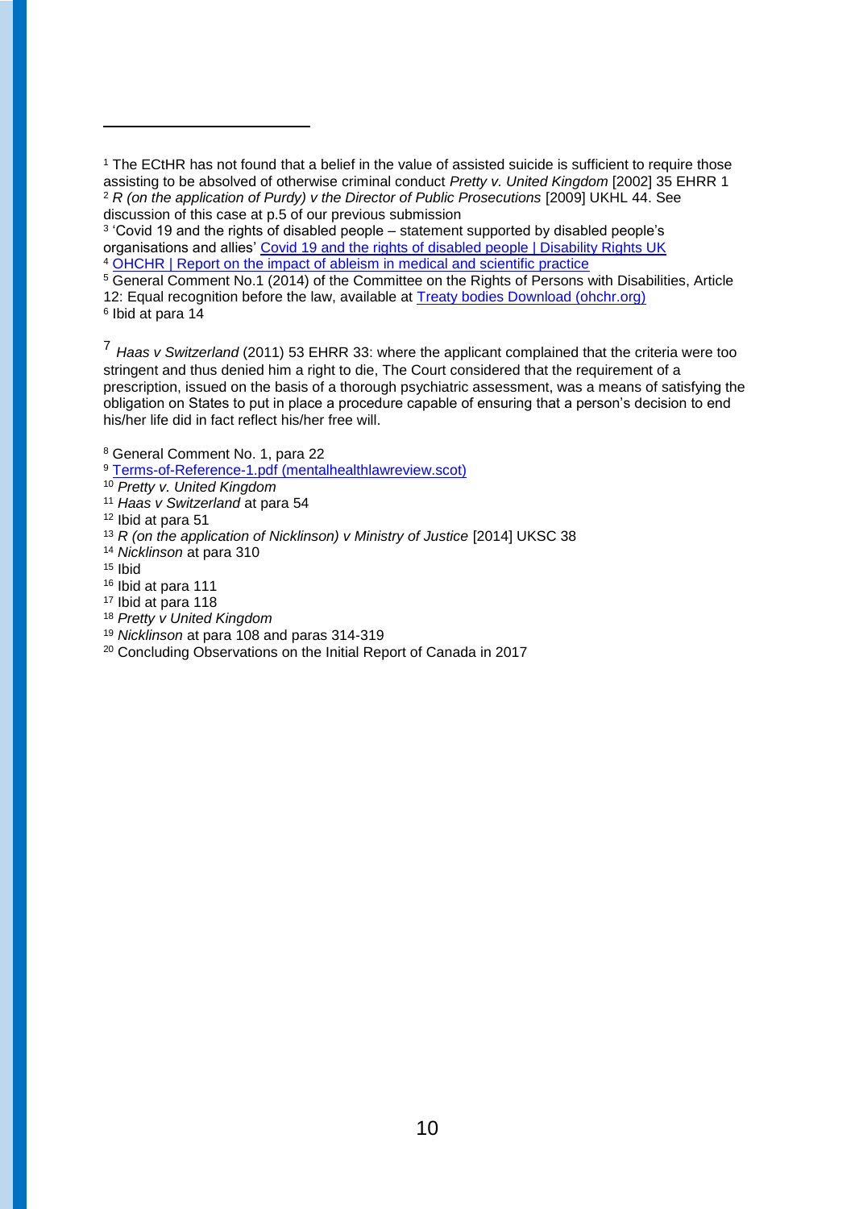[1] The ECtHR has not found that a belief in the value of assisted suicide is sufficient to require those assisting to be absolved of otherwise criminal conduct *Pretty v. United Kingdom* [2002] 35 EHRR 1

[2] *R (on the application of Purdy) v the Director of Public Prosecutions* [2009] UKHL 44. See discussion of this case at p.5 of our previous submission

[3] 'Covid 19 and the rights of disabled people – statement supported by disabled people's organisations and allies' [Covid 19 and the rights of disabled people | Disability Rights UK]

[4] [OHCHR | Report on the impact of ableism in medical and scientific practice]

[5] General Comment No.1 (2014) of the Committee on the Rights of Persons with Disabilities, Article 12: Equal recognition before the law, available at [Treaty bodies Download (ohchr.org)]

[6] Ibid at para 14

[7] *Haas v Switzerland* (2011) 53 EHRR 33: where the applicant complained that the criteria were too stringent and thus denied him a right to die, The Court considered that the requirement of a prescription, issued on the basis of a thorough psychiatric assessment, was a means of satisfying the obligation on States to put in place a procedure capable of ensuring that a person's decision to end his/her life did in fact reflect his/her free will.

[8] General Comment No. 1, para 22

[9] [Terms-of-Reference-1.pdf (mentalhealthlawreview.scot)]

[10] *Pretty v. United Kingdom*

[11] *Haas v Switzerland* at para 54

[12] Ibid at para 51

[13] *R (on the application of Nicklinson) v Ministry of Justice* [2014] UKSC 38

[14] *Nicklinson* at para 310

[15] Ibid

[16] Ibid at para 111

[17] Ibid at para 118

[18] *Pretty v United Kingdom*

[19] *Nicklinson* at para 108 and paras 314-319

[20] Concluding Observations on the Initial Report of Canada in 2017